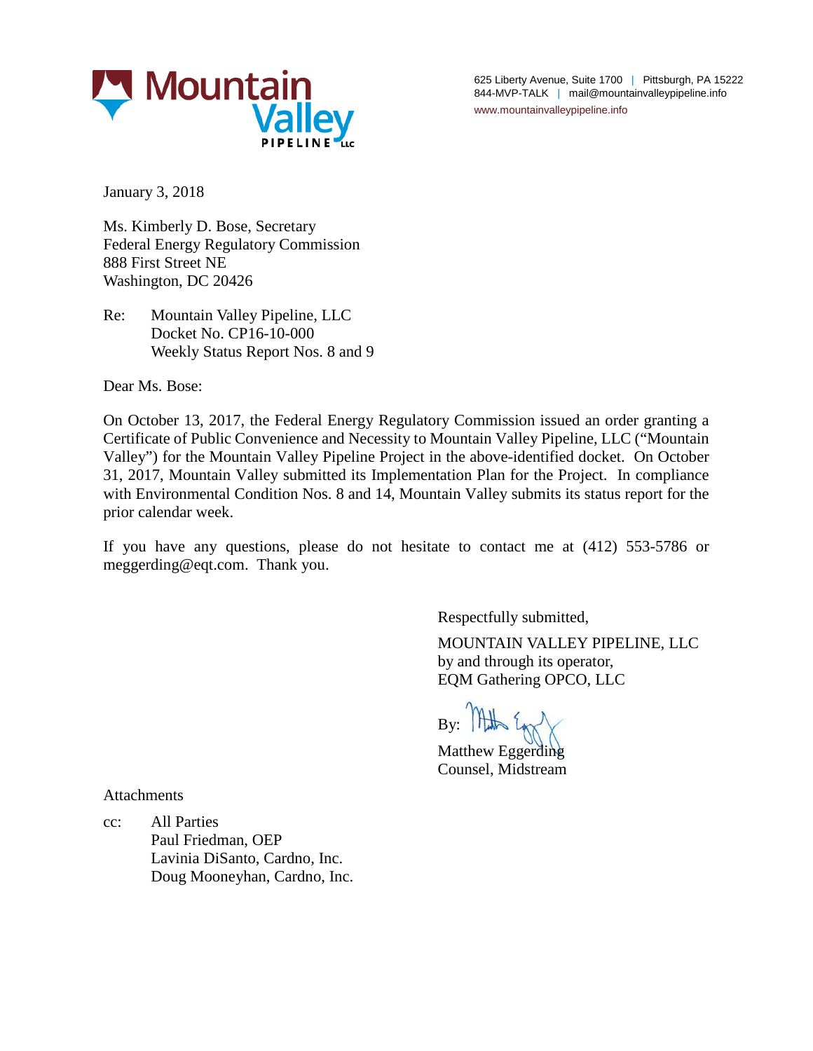Mountain Valley PIPELINE LLC

625 Liberty Avenue, Suite 1700 | Pittsburgh, PA 15222
844-MVP-TALK | mail@mountainvalleypipeline.info
www.mountainvalleypipeline.info

January 3, 2018

Ms. Kimberly D. Bose, Secretary
Federal Energy Regulatory Commission
888 First Street NE
Washington, DC 20426

Re: Mountain Valley Pipeline, LLC
Docket No. CP16-10-000
Weekly Status Report Nos. 8 and 9

Dear Ms. Bose:

On October 13, 2017, the Federal Energy Regulatory Commission issued an order granting a Certificate of Public Convenience and Necessity to Mountain Valley Pipeline, LLC ("Mountain Valley") for the Mountain Valley Pipeline Project in the above-identified docket. On October 31, 2017, Mountain Valley submitted its Implementation Plan for the Project. In compliance with Environmental Condition Nos. 8 and 14, Mountain Valley submits its status report for the prior calendar week.

If you have any questions, please do not hesitate to contact me at (412) 553-5786 or meggerding@eqt.com. Thank you.

Respectfully submitted,

MOUNTAIN VALLEY PIPELINE, LLC
by and through its operator,
EQM Gathering OPCO, LLC

By:

Matthew Eggerding
Counsel, Midstream

Attachments

cc: All Parties
Paul Friedman, OEP
Lavinia DiSanto, Cardno, Inc.
Doug Mooneyhan, Cardno, Inc.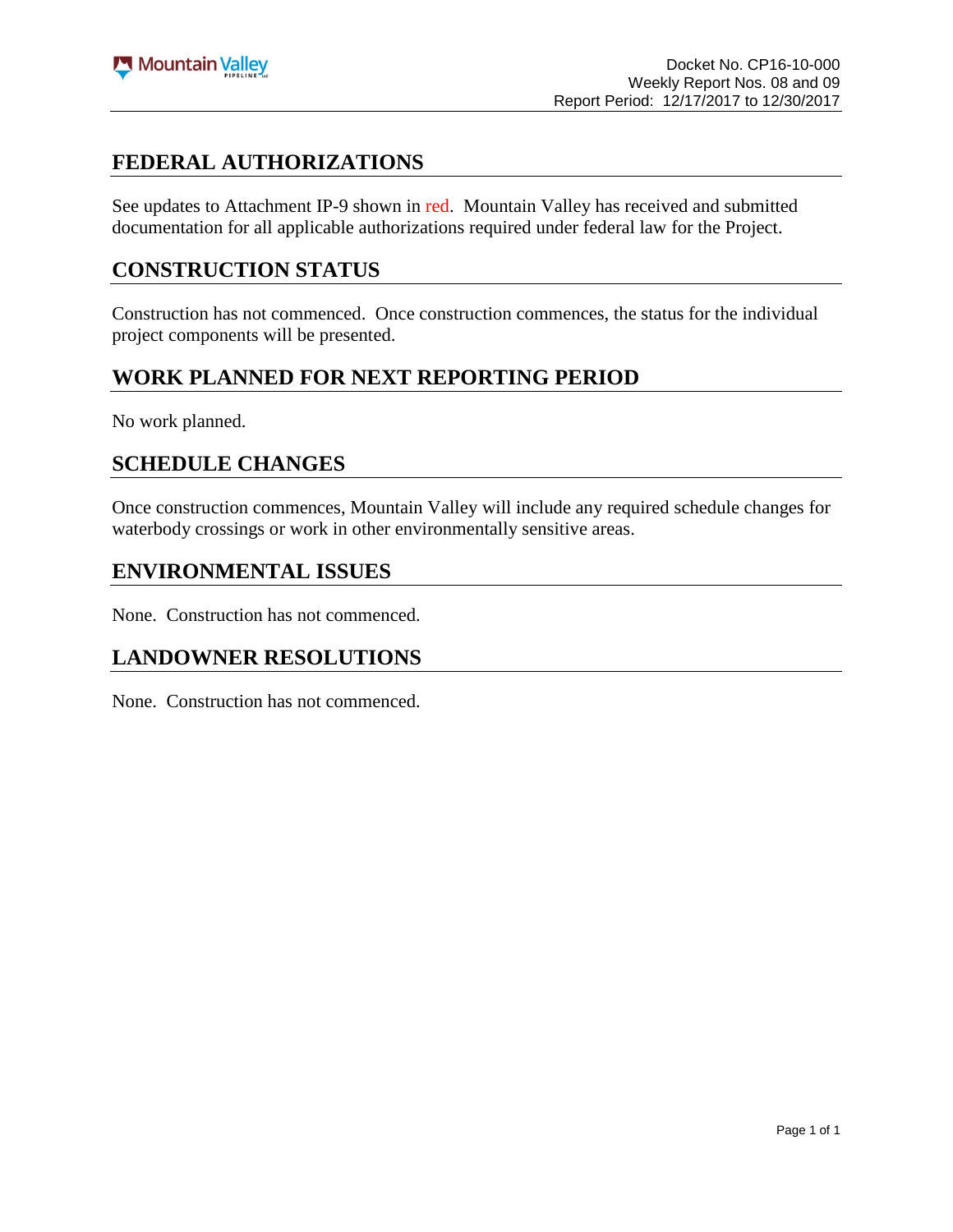## FEDERAL AUTHORIZATIONS

See updates to Attachment IP-9 shown in red. Mountain Valley has received and submitted documentation for all applicable authorizations required under federal law for the Project.

## CONSTRUCTION STATUS

Construction has not commenced. Once construction commences, the status for the individual project components will be presented.

## WORK PLANNED FOR NEXT REPORTING PERIOD

No work planned.

## SCHEDULE CHANGES

Once construction commences, Mountain Valley will include any required schedule changes for waterbody crossings or work in other environmentally sensitive areas.

## ENVIRONMENTAL ISSUES

None. Construction has not commenced.

## LANDOWNER RESOLUTIONS

None. Construction has not commenced.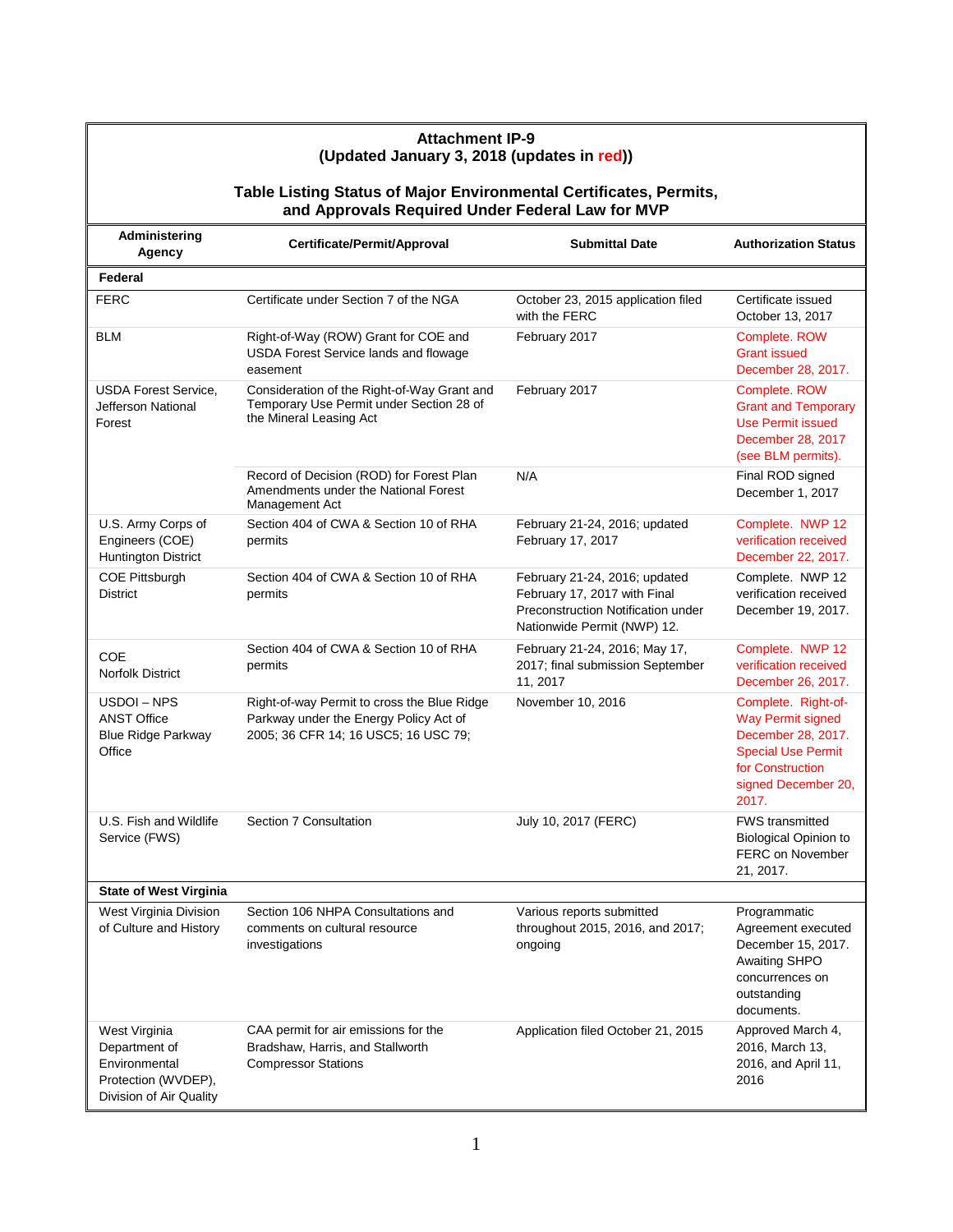**Attachment IP-9**
**(Updated January 3, 2018 (updates in red))**

**Table Listing Status of Major Environmental Certificates, Permits, and Approvals Required Under Federal Law for MVP**

| Administering Agency | Certificate/Permit/Approval | Submittal Date | Authorization Status |
|---|---|---|---|
| **Federal** | | | |
| FERC | Certificate under Section 7 of the NGA | October 23, 2015 application filed with the FERC | Certificate issued October 13, 2017 |
| BLM | Right-of-Way (ROW) Grant for COE and USDA Forest Service lands and flowage easement | February 2017 | Complete. ROW Grant issued December 28, 2017. |
| USDA Forest Service, Jefferson National Forest | Consideration of the Right-of-Way Grant and Temporary Use Permit under Section 28 of the Mineral Leasing Act | February 2017 | Complete. ROW Grant and Temporary Use Permit issued December 28, 2017 (see BLM permits). |
| | Record of Decision (ROD) for Forest Plan Amendments under the National Forest Management Act | N/A | Final ROD signed December 1, 2017 |
| U.S. Army Corps of Engineers (COE) Huntington District | Section 404 of CWA & Section 10 of RHA permits | February 21-24, 2016; updated February 17, 2017 | Complete. NWP 12 verification received December 22, 2017. |
| COE Pittsburgh District | Section 404 of CWA & Section 10 of RHA permits | February 21-24, 2016; updated February 17, 2017 with Final Preconstruction Notification under Nationwide Permit (NWP) 12. | Complete. NWP 12 verification received December 19, 2017. |
| COE Norfolk District | Section 404 of CWA & Section 10 of RHA permits | February 21-24, 2016; May 17, 2017; final submission September 11, 2017 | Complete. NWP 12 verification received December 26, 2017. |
| USDOI – NPS ANST Office Blue Ridge Parkway Office | Right-of-way Permit to cross the Blue Ridge Parkway under the Energy Policy Act of 2005; 36 CFR 14; 16 USC5; 16 USC 79; | November 10, 2016 | Complete. Right-of-Way Permit signed December 28, 2017. Special Use Permit for Construction signed December 20, 2017. |
| U.S. Fish and Wildlife Service (FWS) | Section 7 Consultation | July 10, 2017 (FERC) | FWS transmitted Biological Opinion to FERC on November 21, 2017. |
| **State of West Virginia** | | | |
| West Virginia Division of Culture and History | Section 106 NHPA Consultations and comments on cultural resource investigations | Various reports submitted throughout 2015, 2016, and 2017; ongoing | Programmatic Agreement executed December 15, 2017. Awaiting SHPO concurrences on outstanding documents. |
| West Virginia Department of Environmental Protection (WVDEP), Division of Air Quality | CAA permit for air emissions for the Bradshaw, Harris, and Stallworth Compressor Stations | Application filed October 21, 2015 | Approved March 4, 2016, March 13, 2016, and April 11, 2016 |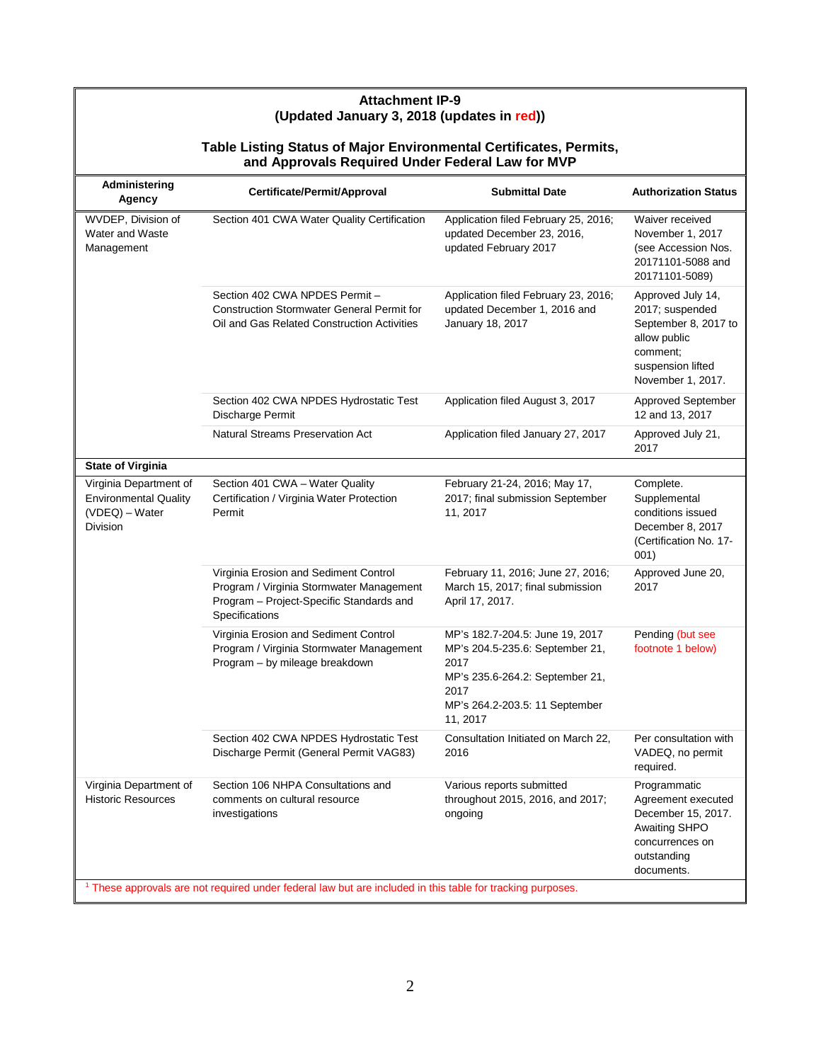**Attachment IP-9**
**(Updated January 3, 2018 (updates in red))**

**Table Listing Status of Major Environmental Certificates, Permits, and Approvals Required Under Federal Law for MVP**

| Administering Agency | Certificate/Permit/Approval | Submittal Date | Authorization Status |
|---|---|---|---|
| WVDEP, Division of Water and Waste Management | Section 401 CWA Water Quality Certification | Application filed February 25, 2016; updated December 23, 2016, updated February 2017 | Waiver received November 1, 2017 (see Accession Nos. 20171101-5088 and 20171101-5089) |
| | Section 402 CWA NPDES Permit – Construction Stormwater General Permit for Oil and Gas Related Construction Activities | Application filed February 23, 2016; updated December 1, 2016 and January 18, 2017 | Approved July 14, 2017; suspended September 8, 2017 to allow public comment; suspension lifted November 1, 2017. |
| | Section 402 CWA NPDES Hydrostatic Test Discharge Permit | Application filed August 3, 2017 | Approved September 12 and 13, 2017 |
| | Natural Streams Preservation Act | Application filed January 27, 2017 | Approved July 21, 2017 |
| **State of Virginia** | | | |
| Virginia Department of Environmental Quality (VDEQ) – Water Division | Section 401 CWA – Water Quality Certification / Virginia Water Protection Permit | February 21-24, 2016; May 17, 2017; final submission September 11, 2017 | Complete. Supplemental conditions issued December 8, 2017 (Certification No. 17-001) |
| | Virginia Erosion and Sediment Control Program / Virginia Stormwater Management Program – Project-Specific Standards and Specifications | February 11, 2016; June 27, 2016; March 15, 2017; final submission April 17, 2017. | Approved June 20, 2017 |
| | Virginia Erosion and Sediment Control Program / Virginia Stormwater Management Program – by mileage breakdown | MP's 182.7-204.5: June 19, 2017<br>MP's 204.5-235.6: September 21, 2017<br>MP's 235.6-264.2: September 21, 2017<br>MP's 264.2-203.5: 11 September 11, 2017 | Pending (but see footnote 1 below) |
| | Section 402 CWA NPDES Hydrostatic Test Discharge Permit (General Permit VAG83) | Consultation Initiated on March 22, 2016 | Per consultation with VADEQ, no permit required. |
| Virginia Department of Historic Resources | Section 106 NHPA Consultations and comments on cultural resource investigations | Various reports submitted throughout 2015, 2016, and 2017; ongoing | Programmatic Agreement executed December 15, 2017. Awaiting SHPO concurrences on outstanding documents. |

[1] These approvals are not required under federal law but are included in this table for tracking purposes.